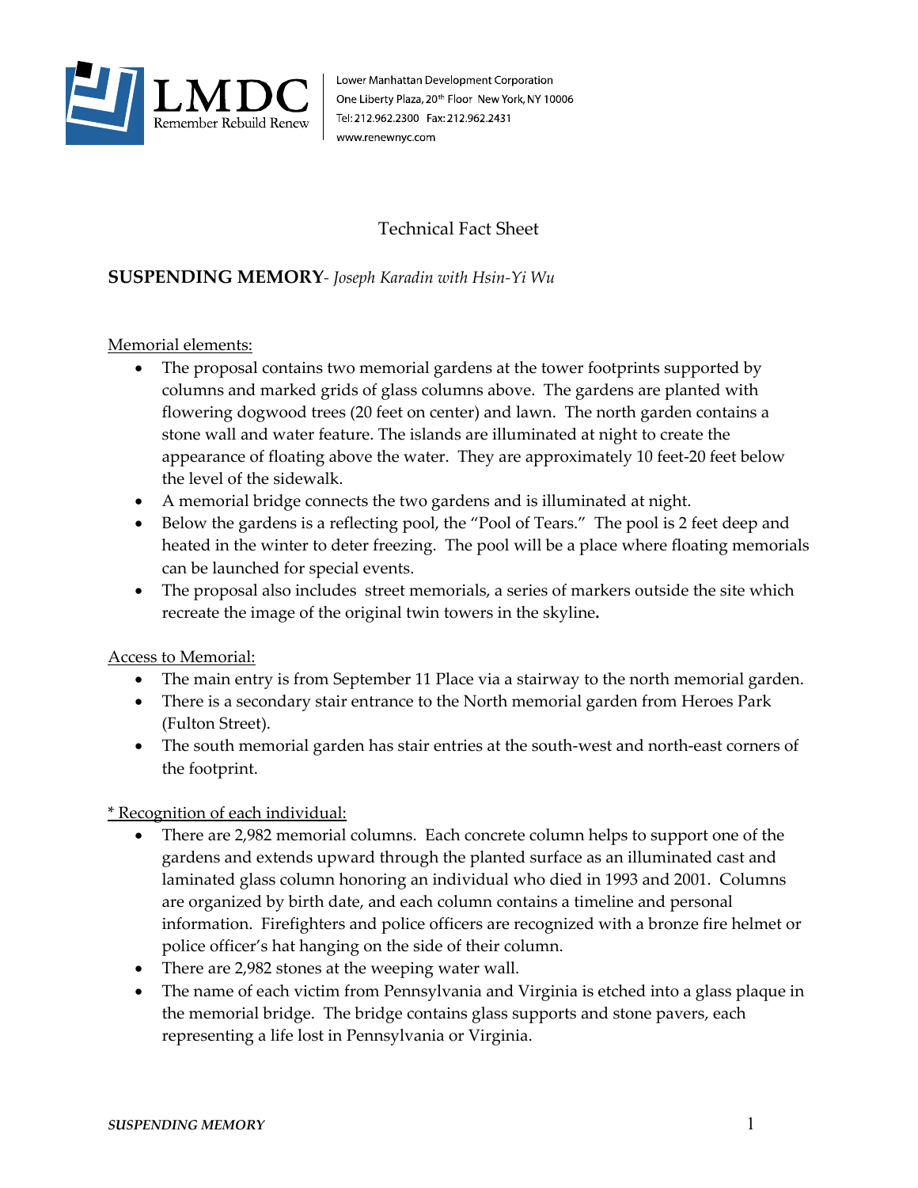LMDC
Remember Rebuild Renew

Lower Manhattan Development Corporation
One Liberty Plaza, 20th Floor New York, NY 10006
Tel: 212.962.2300 Fax: 212.962.2431
www.renewnyc.com

# Technical Fact Sheet

## **SUSPENDING MEMORY**- *Joseph Karadin with Hsin-Yi Wu*

Memorial elements:

- The proposal contains two memorial gardens at the tower footprints supported by columns and marked grids of glass columns above. The gardens are planted with flowering dogwood trees (20 feet on center) and lawn. The north garden contains a stone wall and water feature. The islands are illuminated at night to create the appearance of floating above the water. They are approximately 10 feet-20 feet below the level of the sidewalk.
- A memorial bridge connects the two gardens and is illuminated at night.
- Below the gardens is a reflecting pool, the "Pool of Tears." The pool is 2 feet deep and heated in the winter to deter freezing. The pool will be a place where floating memorials can be launched for special events.
- The proposal also includes street memorials, a series of markers outside the site which recreate the image of the original twin towers in the skyline**.**

Access to Memorial:

- The main entry is from September 11 Place via a stairway to the north memorial garden.
- There is a secondary stair entrance to the North memorial garden from Heroes Park (Fulton Street).
- The south memorial garden has stair entries at the south-west and north-east corners of the footprint.

* Recognition of each individual:

- There are 2,982 memorial columns. Each concrete column helps to support one of the gardens and extends upward through the planted surface as an illuminated cast and laminated glass column honoring an individual who died in 1993 and 2001. Columns are organized by birth date, and each column contains a timeline and personal information. Firefighters and police officers are recognized with a bronze fire helmet or police officer's hat hanging on the side of their column.
- There are 2,982 stones at the weeping water wall.
- The name of each victim from Pennsylvania and Virginia is etched into a glass plaque in the memorial bridge. The bridge contains glass supports and stone pavers, each representing a life lost in Pennsylvania or Virginia.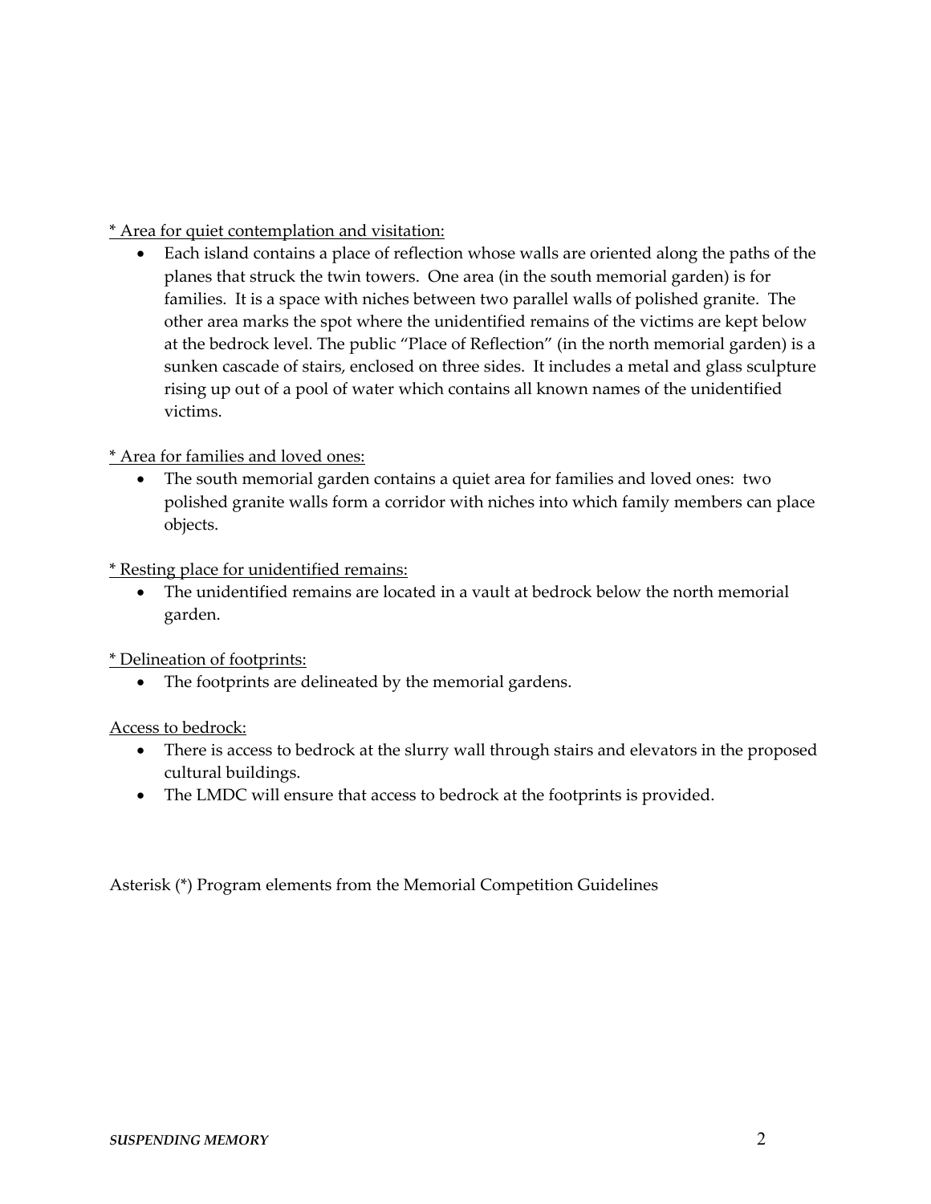<u>* Area for quiet contemplation and visitation:</u>

- Each island contains a place of reflection whose walls are oriented along the paths of the planes that struck the twin towers. One area (in the south memorial garden) is for families. It is a space with niches between two parallel walls of polished granite. The other area marks the spot where the unidentified remains of the victims are kept below at the bedrock level. The public "Place of Reflection" (in the north memorial garden) is a sunken cascade of stairs, enclosed on three sides. It includes a metal and glass sculpture rising up out of a pool of water which contains all known names of the unidentified victims.

<u>* Area for families and loved ones:</u>

- The south memorial garden contains a quiet area for families and loved ones: two polished granite walls form a corridor with niches into which family members can place objects.

<u>* Resting place for unidentified remains:</u>

- The unidentified remains are located in a vault at bedrock below the north memorial garden.

<u>* Delineation of footprints:</u>

- The footprints are delineated by the memorial gardens.

<u>Access to bedrock:</u>

- There is access to bedrock at the slurry wall through stairs and elevators in the proposed cultural buildings.
- The LMDC will ensure that access to bedrock at the footprints is provided.

Asterisk (*) Program elements from the Memorial Competition Guidelines